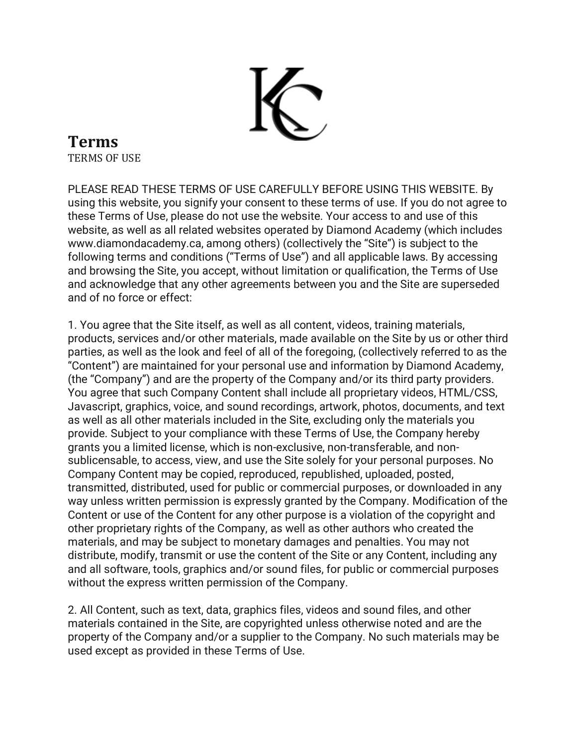# Terms

TERMS OF USE

PLEASE READ THESE TERMS OF USE CAREFULLY BEFORE USING THIS WEBSITE. By using this website, you signify your consent to these terms of use. If you do not agree to these Terms of Use, please do not use the website. Your access to and use of this website, as well as all related websites operated by Diamond Academy (which includes www.diamondacademy.ca, among others) (collectively the "Site") is subject to the following terms and conditions ("Terms of Use") and all applicable laws. By accessing and browsing the Site, you accept, without limitation or qualification, the Terms of Use and acknowledge that any other agreements between you and the Site are superseded and of no force or effect:

1. You agree that the Site itself, as well as all content, videos, training materials, products, services and/or other materials, made available on the Site by us or other third parties, as well as the look and feel of all of the foregoing, (collectively referred to as the "Content") are maintained for your personal use and information by Diamond Academy, (the "Company") and are the property of the Company and/or its third party providers. You agree that such Company Content shall include all proprietary videos, HTML/CSS, Javascript, graphics, voice, and sound recordings, artwork, photos, documents, and text as well as all other materials included in the Site, excluding only the materials you provide. Subject to your compliance with these Terms of Use, the Company hereby grants you a limited license, which is non-exclusive, non-transferable, and non-sublicensable, to access, view, and use the Site solely for your personal purposes. No Company Content may be copied, reproduced, republished, uploaded, posted, transmitted, distributed, used for public or commercial purposes, or downloaded in any way unless written permission is expressly granted by the Company. Modification of the Content or use of the Content for any other purpose is a violation of the copyright and other proprietary rights of the Company, as well as other authors who created the materials, and may be subject to monetary damages and penalties. You may not distribute, modify, transmit or use the content of the Site or any Content, including any and all software, tools, graphics and/or sound files, for public or commercial purposes without the express written permission of the Company.

2. All Content, such as text, data, graphics files, videos and sound files, and other materials contained in the Site, are copyrighted unless otherwise noted and are the property of the Company and/or a supplier to the Company. No such materials may be used except as provided in these Terms of Use.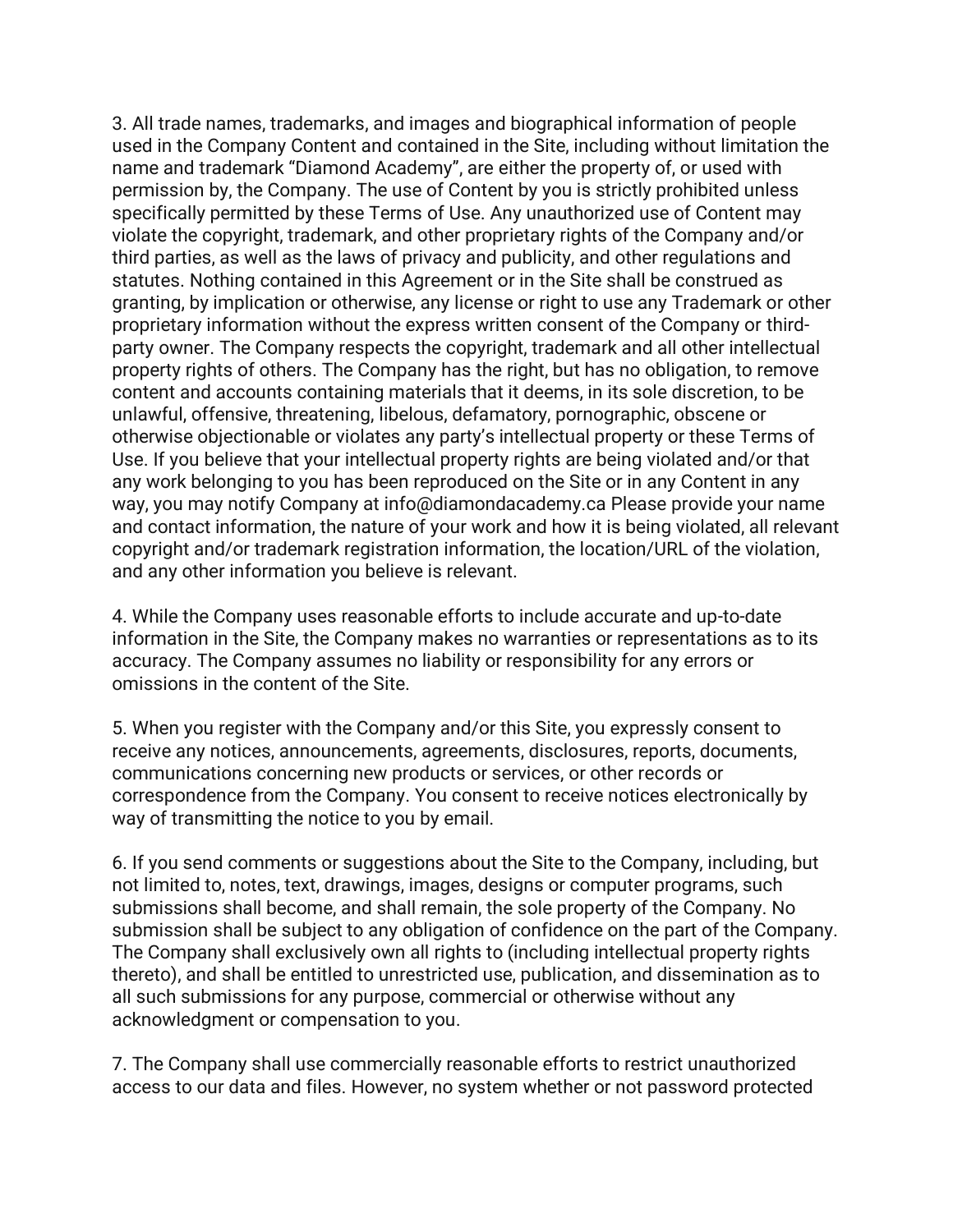3. All trade names, trademarks, and images and biographical information of people used in the Company Content and contained in the Site, including without limitation the name and trademark “Diamond Academy”, are either the property of, or used with permission by, the Company. The use of Content by you is strictly prohibited unless specifically permitted by these Terms of Use. Any unauthorized use of Content may violate the copyright, trademark, and other proprietary rights of the Company and/or third parties, as well as the laws of privacy and publicity, and other regulations and statutes. Nothing contained in this Agreement or in the Site shall be construed as granting, by implication or otherwise, any license or right to use any Trademark or other proprietary information without the express written consent of the Company or third-party owner. The Company respects the copyright, trademark and all other intellectual property rights of others. The Company has the right, but has no obligation, to remove content and accounts containing materials that it deems, in its sole discretion, to be unlawful, offensive, threatening, libelous, defamatory, pornographic, obscene or otherwise objectionable or violates any party’s intellectual property or these Terms of Use. If you believe that your intellectual property rights are being violated and/or that any work belonging to you has been reproduced on the Site or in any Content in any way, you may notify Company at info@diamondacademy.ca Please provide your name and contact information, the nature of your work and how it is being violated, all relevant copyright and/or trademark registration information, the location/URL of the violation, and any other information you believe is relevant.

4. While the Company uses reasonable efforts to include accurate and up-to-date information in the Site, the Company makes no warranties or representations as to its accuracy. The Company assumes no liability or responsibility for any errors or omissions in the content of the Site.

5. When you register with the Company and/or this Site, you expressly consent to receive any notices, announcements, agreements, disclosures, reports, documents, communications concerning new products or services, or other records or correspondence from the Company. You consent to receive notices electronically by way of transmitting the notice to you by email.

6. If you send comments or suggestions about the Site to the Company, including, but not limited to, notes, text, drawings, images, designs or computer programs, such submissions shall become, and shall remain, the sole property of the Company. No submission shall be subject to any obligation of confidence on the part of the Company. The Company shall exclusively own all rights to (including intellectual property rights thereto), and shall be entitled to unrestricted use, publication, and dissemination as to all such submissions for any purpose, commercial or otherwise without any acknowledgment or compensation to you.

7. The Company shall use commercially reasonable efforts to restrict unauthorized access to our data and files. However, no system whether or not password protected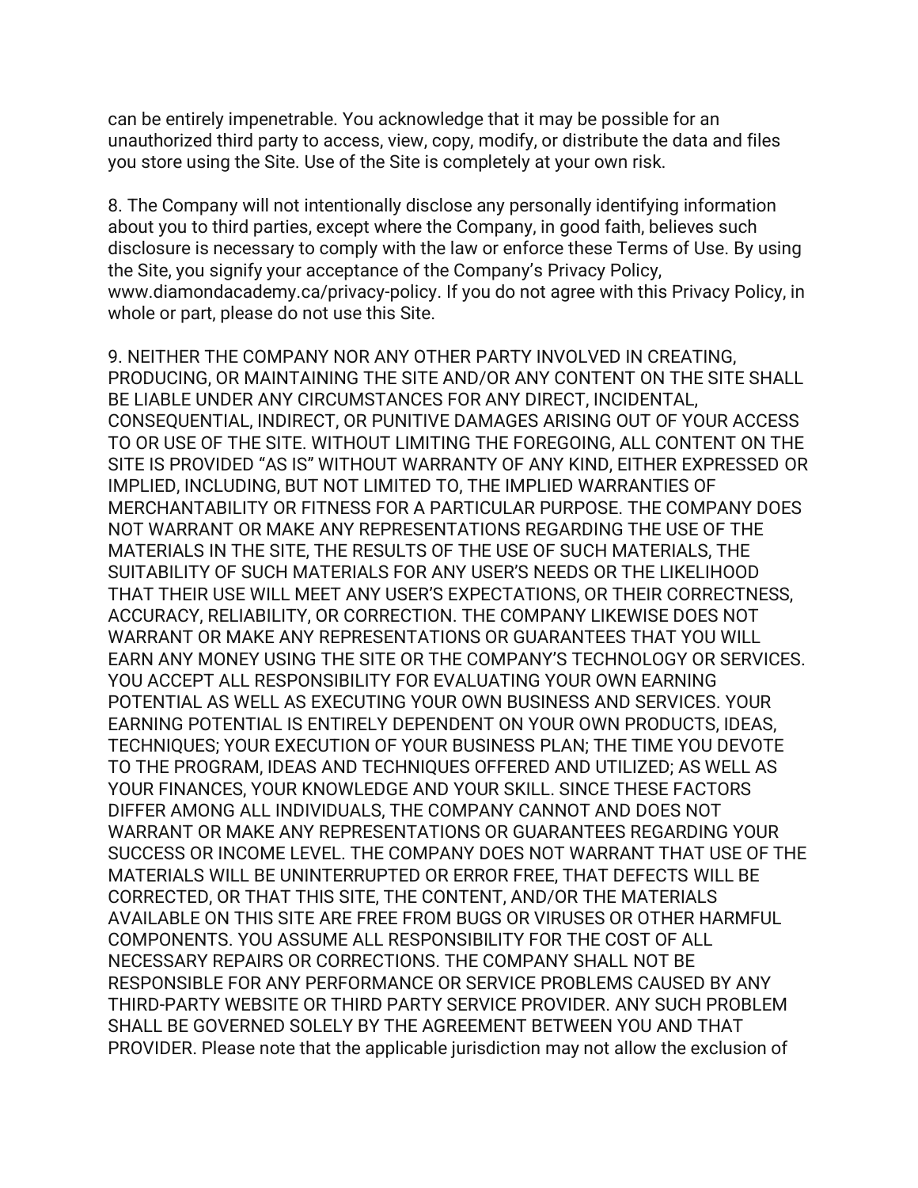can be entirely impenetrable. You acknowledge that it may be possible for an unauthorized third party to access, view, copy, modify, or distribute the data and files you store using the Site. Use of the Site is completely at your own risk.

8. The Company will not intentionally disclose any personally identifying information about you to third parties, except where the Company, in good faith, believes such disclosure is necessary to comply with the law or enforce these Terms of Use. By using the Site, you signify your acceptance of the Company's Privacy Policy, www.diamondacademy.ca/privacy-policy. If you do not agree with this Privacy Policy, in whole or part, please do not use this Site.

9. NEITHER THE COMPANY NOR ANY OTHER PARTY INVOLVED IN CREATING, PRODUCING, OR MAINTAINING THE SITE AND/OR ANY CONTENT ON THE SITE SHALL BE LIABLE UNDER ANY CIRCUMSTANCES FOR ANY DIRECT, INCIDENTAL, CONSEQUENTIAL, INDIRECT, OR PUNITIVE DAMAGES ARISING OUT OF YOUR ACCESS TO OR USE OF THE SITE. WITHOUT LIMITING THE FOREGOING, ALL CONTENT ON THE SITE IS PROVIDED "AS IS" WITHOUT WARRANTY OF ANY KIND, EITHER EXPRESSED OR IMPLIED, INCLUDING, BUT NOT LIMITED TO, THE IMPLIED WARRANTIES OF MERCHANTABILITY OR FITNESS FOR A PARTICULAR PURPOSE. THE COMPANY DOES NOT WARRANT OR MAKE ANY REPRESENTATIONS REGARDING THE USE OF THE MATERIALS IN THE SITE, THE RESULTS OF THE USE OF SUCH MATERIALS, THE SUITABILITY OF SUCH MATERIALS FOR ANY USER'S NEEDS OR THE LIKELIHOOD THAT THEIR USE WILL MEET ANY USER'S EXPECTATIONS, OR THEIR CORRECTNESS, ACCURACY, RELIABILITY, OR CORRECTION. THE COMPANY LIKEWISE DOES NOT WARRANT OR MAKE ANY REPRESENTATIONS OR GUARANTEES THAT YOU WILL EARN ANY MONEY USING THE SITE OR THE COMPANY'S TECHNOLOGY OR SERVICES. YOU ACCEPT ALL RESPONSIBILITY FOR EVALUATING YOUR OWN EARNING POTENTIAL AS WELL AS EXECUTING YOUR OWN BUSINESS AND SERVICES. YOUR EARNING POTENTIAL IS ENTIRELY DEPENDENT ON YOUR OWN PRODUCTS, IDEAS, TECHNIQUES; YOUR EXECUTION OF YOUR BUSINESS PLAN; THE TIME YOU DEVOTE TO THE PROGRAM, IDEAS AND TECHNIQUES OFFERED AND UTILIZED; AS WELL AS YOUR FINANCES, YOUR KNOWLEDGE AND YOUR SKILL. SINCE THESE FACTORS DIFFER AMONG ALL INDIVIDUALS, THE COMPANY CANNOT AND DOES NOT WARRANT OR MAKE ANY REPRESENTATIONS OR GUARANTEES REGARDING YOUR SUCCESS OR INCOME LEVEL. THE COMPANY DOES NOT WARRANT THAT USE OF THE MATERIALS WILL BE UNINTERRUPTED OR ERROR FREE, THAT DEFECTS WILL BE CORRECTED, OR THAT THIS SITE, THE CONTENT, AND/OR THE MATERIALS AVAILABLE ON THIS SITE ARE FREE FROM BUGS OR VIRUSES OR OTHER HARMFUL COMPONENTS. YOU ASSUME ALL RESPONSIBILITY FOR THE COST OF ALL NECESSARY REPAIRS OR CORRECTIONS. THE COMPANY SHALL NOT BE RESPONSIBLE FOR ANY PERFORMANCE OR SERVICE PROBLEMS CAUSED BY ANY THIRD-PARTY WEBSITE OR THIRD PARTY SERVICE PROVIDER. ANY SUCH PROBLEM SHALL BE GOVERNED SOLELY BY THE AGREEMENT BETWEEN YOU AND THAT PROVIDER. Please note that the applicable jurisdiction may not allow the exclusion of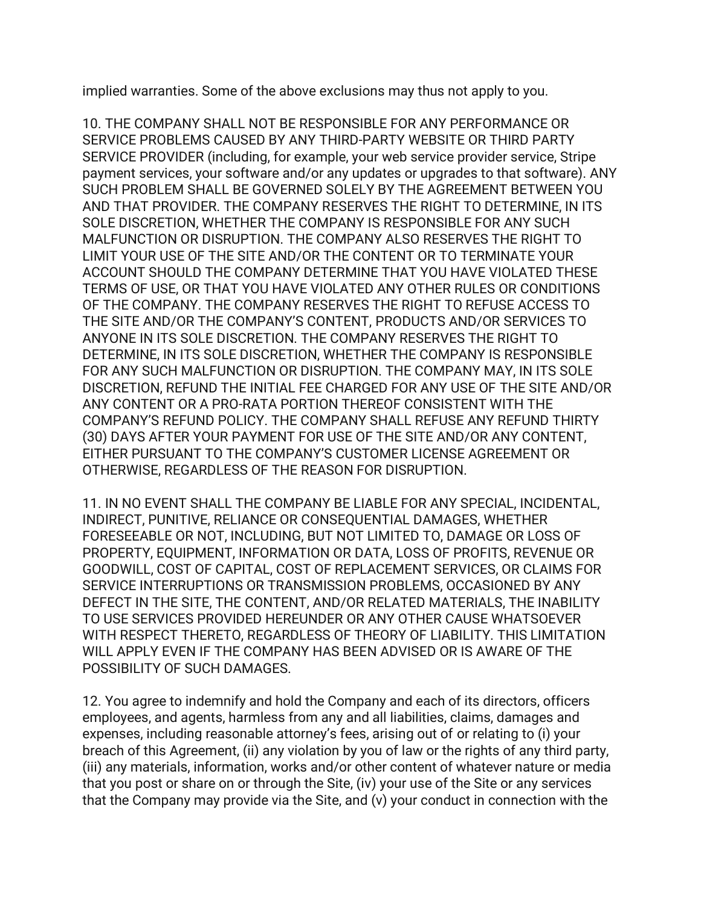implied warranties. Some of the above exclusions may thus not apply to you.

10. THE COMPANY SHALL NOT BE RESPONSIBLE FOR ANY PERFORMANCE OR SERVICE PROBLEMS CAUSED BY ANY THIRD-PARTY WEBSITE OR THIRD PARTY SERVICE PROVIDER (including, for example, your web service provider service, Stripe payment services, your software and/or any updates or upgrades to that software). ANY SUCH PROBLEM SHALL BE GOVERNED SOLELY BY THE AGREEMENT BETWEEN YOU AND THAT PROVIDER. THE COMPANY RESERVES THE RIGHT TO DETERMINE, IN ITS SOLE DISCRETION, WHETHER THE COMPANY IS RESPONSIBLE FOR ANY SUCH MALFUNCTION OR DISRUPTION. THE COMPANY ALSO RESERVES THE RIGHT TO LIMIT YOUR USE OF THE SITE AND/OR THE CONTENT OR TO TERMINATE YOUR ACCOUNT SHOULD THE COMPANY DETERMINE THAT YOU HAVE VIOLATED THESE TERMS OF USE, OR THAT YOU HAVE VIOLATED ANY OTHER RULES OR CONDITIONS OF THE COMPANY. THE COMPANY RESERVES THE RIGHT TO REFUSE ACCESS TO THE SITE AND/OR THE COMPANY'S CONTENT, PRODUCTS AND/OR SERVICES TO ANYONE IN ITS SOLE DISCRETION. THE COMPANY RESERVES THE RIGHT TO DETERMINE, IN ITS SOLE DISCRETION, WHETHER THE COMPANY IS RESPONSIBLE FOR ANY SUCH MALFUNCTION OR DISRUPTION. THE COMPANY MAY, IN ITS SOLE DISCRETION, REFUND THE INITIAL FEE CHARGED FOR ANY USE OF THE SITE AND/OR ANY CONTENT OR A PRO-RATA PORTION THEREOF CONSISTENT WITH THE COMPANY'S REFUND POLICY. THE COMPANY SHALL REFUSE ANY REFUND THIRTY (30) DAYS AFTER YOUR PAYMENT FOR USE OF THE SITE AND/OR ANY CONTENT, EITHER PURSUANT TO THE COMPANY'S CUSTOMER LICENSE AGREEMENT OR OTHERWISE, REGARDLESS OF THE REASON FOR DISRUPTION.

11. IN NO EVENT SHALL THE COMPANY BE LIABLE FOR ANY SPECIAL, INCIDENTAL, INDIRECT, PUNITIVE, RELIANCE OR CONSEQUENTIAL DAMAGES, WHETHER FORESEEABLE OR NOT, INCLUDING, BUT NOT LIMITED TO, DAMAGE OR LOSS OF PROPERTY, EQUIPMENT, INFORMATION OR DATA, LOSS OF PROFITS, REVENUE OR GOODWILL, COST OF CAPITAL, COST OF REPLACEMENT SERVICES, OR CLAIMS FOR SERVICE INTERRUPTIONS OR TRANSMISSION PROBLEMS, OCCASIONED BY ANY DEFECT IN THE SITE, THE CONTENT, AND/OR RELATED MATERIALS, THE INABILITY TO USE SERVICES PROVIDED HEREUNDER OR ANY OTHER CAUSE WHATSOEVER WITH RESPECT THERETO, REGARDLESS OF THEORY OF LIABILITY. THIS LIMITATION WILL APPLY EVEN IF THE COMPANY HAS BEEN ADVISED OR IS AWARE OF THE POSSIBILITY OF SUCH DAMAGES.

12. You agree to indemnify and hold the Company and each of its directors, officers employees, and agents, harmless from any and all liabilities, claims, damages and expenses, including reasonable attorney's fees, arising out of or relating to (i) your breach of this Agreement, (ii) any violation by you of law or the rights of any third party, (iii) any materials, information, works and/or other content of whatever nature or media that you post or share on or through the Site, (iv) your use of the Site or any services that the Company may provide via the Site, and (v) your conduct in connection with the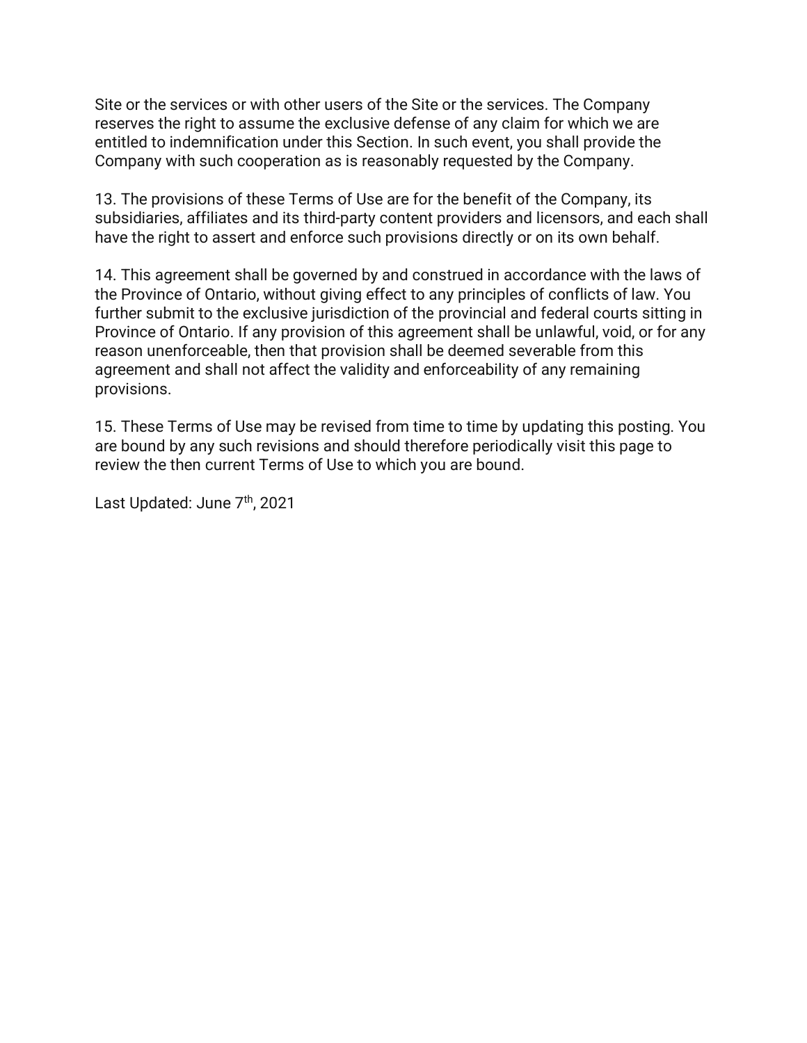Site or the services or with other users of the Site or the services. The Company reserves the right to assume the exclusive defense of any claim for which we are entitled to indemnification under this Section. In such event, you shall provide the Company with such cooperation as is reasonably requested by the Company.

13. The provisions of these Terms of Use are for the benefit of the Company, its subsidiaries, affiliates and its third-party content providers and licensors, and each shall have the right to assert and enforce such provisions directly or on its own behalf.

14. This agreement shall be governed by and construed in accordance with the laws of the Province of Ontario, without giving effect to any principles of conflicts of law. You further submit to the exclusive jurisdiction of the provincial and federal courts sitting in Province of Ontario. If any provision of this agreement shall be unlawful, void, or for any reason unenforceable, then that provision shall be deemed severable from this agreement and shall not affect the validity and enforceability of any remaining provisions.

15. These Terms of Use may be revised from time to time by updating this posting. You are bound by any such revisions and should therefore periodically visit this page to review the then current Terms of Use to which you are bound.

Last Updated: June 7th, 2021